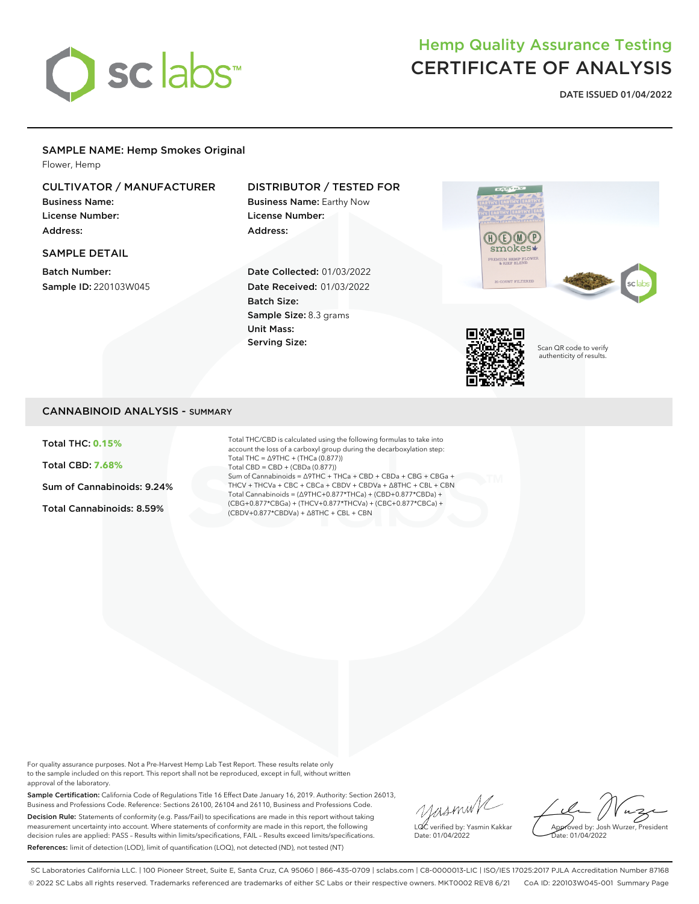# Hemp Quality Assurance Testing
# CERTIFICATE OF ANALYSIS

**DATE ISSUED 01/04/2022**

## SAMPLE NAME: Hemp Smokes Original

Flower, Hemp

### CULTIVATOR / MANUFACTURER

**Business Name:**
**License Number:**
**Address:**

### SAMPLE DETAIL

**Batch Number:**
**Sample ID:** 220103W045

### DISTRIBUTOR / TESTED FOR

**Business Name:** Earthy Now
**License Number:**
**Address:**

**Date Collected:** 01/03/2022
**Date Received:** 01/03/2022
**Batch Size:**
**Sample Size:** 8.3 grams
**Unit Mass:**
**Serving Size:**

Scan QR code to verify authenticity of results.

## CANNABINOID ANALYSIS - SUMMARY

**Total THC: 0.15%**

**Total CBD: 7.68%**

**Sum of Cannabinoids: 9.24%**

**Total Cannabinoids: 8.59%**

Total THC/CBD is calculated using the following formulas to take into account the loss of a carboxyl group during the decarboxylation step:
Total THC = Δ9THC + (THCa (0.877))
Total CBD = CBD + (CBDa (0.877))
Sum of Cannabinoids = Δ9THC + THCa + CBD + CBDa + CBG + CBGa + THCV + THCVa + CBC + CBCa + CBDV + CBDVa + Δ8THC + CBL + CBN
Total Cannabinoids = (Δ9THC+0.877*THCa) + (CBD+0.877*CBDa) + (CBG+0.877*CBGa) + (THCV+0.877*THCVa) + (CBC+0.877*CBCa) + (CBDV+0.877*CBDVa) + Δ8THC + CBL + CBN

For quality assurance purposes. Not a Pre-Harvest Hemp Lab Test Report. These results relate only to the sample included on this report. This report shall not be reproduced, except in full, without written approval of the laboratory.

**Sample Certification:** California Code of Regulations Title 16 Effect Date January 16, 2019. Authority: Section 26013, Business and Professions Code. Reference: Sections 26100, 26104 and 26110, Business and Professions Code.

**Decision Rule:** Statements of conformity (e.g. Pass/Fail) to specifications are made in this report without taking measurement uncertainty into account. Where statements of conformity are made in this report, the following decision rules are applied: PASS – Results within limits/specifications, FAIL – Results exceed limits/specifications.

**References:** limit of detection (LOD), limit of quantification (LOQ), not detected (ND), not tested (NT)

LQC verified by: Yasmin Kakkar
Date: 01/04/2022

Approved by: Josh Wurzer, President
Date: 01/04/2022

SC Laboratories California LLC. | 100 Pioneer Street, Suite E, Santa Cruz, CA 95060 | 866-435-0709 | sclabs.com | C8-0000013-LIC | ISO/IES 17025:2017 PJLA Accreditation Number 87168
© 2022 SC Labs all rights reserved. Trademarks referenced are trademarks of either SC Labs or their respective owners. MKT0002 REV8 6/21 CoA ID: 220103W045-001 Summary Page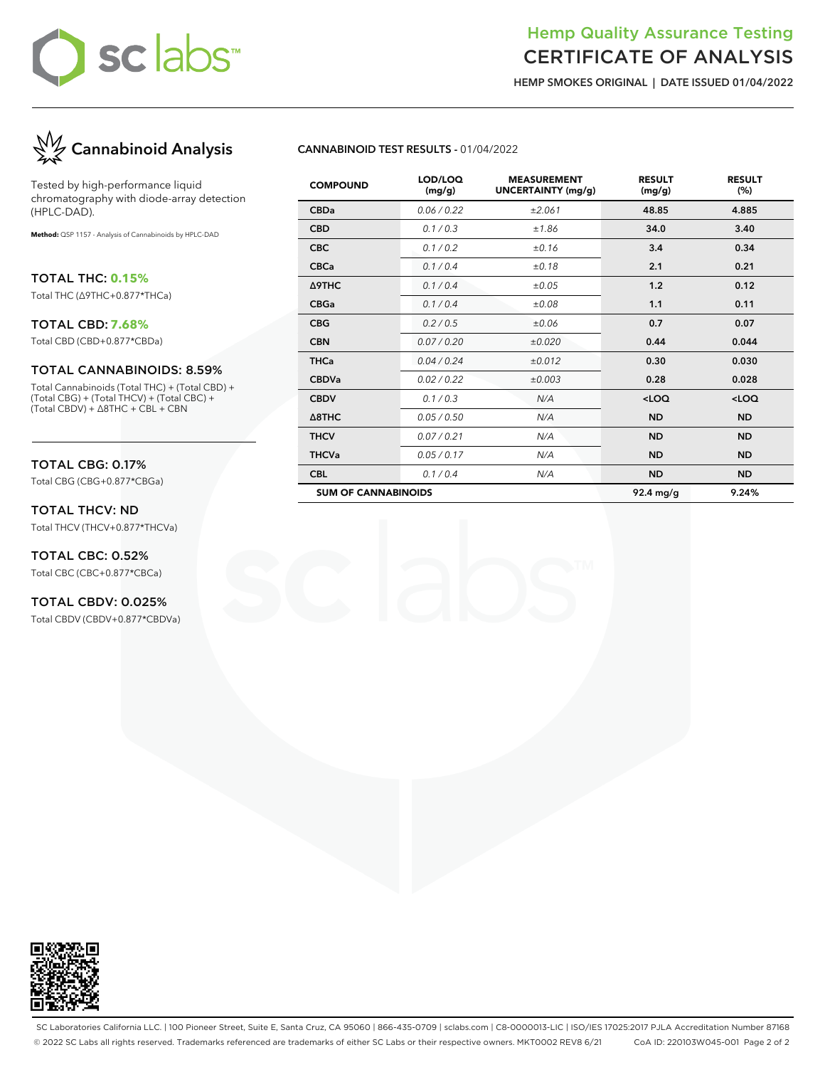# Hemp Quality Assurance Testing
# CERTIFICATE OF ANALYSIS

**HEMP SMOKES ORIGINAL | DATE ISSUED 01/04/2022**

## Cannabinoid Analysis

Tested by high-performance liquid chromatography with diode-array detection (HPLC-DAD).

**Method:** QSP 1157 - Analysis of Cannabinoids by HPLC-DAD

**TOTAL THC: 0.15%**
Total THC (Δ9THC+0.877*THCa)

**TOTAL CBD: 7.68%**
Total CBD (CBD+0.877*CBDa)

**TOTAL CANNABINOIDS: 8.59%**
Total Cannabinoids (Total THC) + (Total CBD) + (Total CBG) + (Total THCV) + (Total CBC) + (Total CBDV) + Δ8THC + CBL + CBN

**TOTAL CBG: 0.17%**
Total CBG (CBG+0.877*CBGa)

**TOTAL THCV: ND**
Total THCV (THCV+0.877*THCVa)

**TOTAL CBC: 0.52%**
Total CBC (CBC+0.877*CBCa)

**TOTAL CBDV: 0.025%**
Total CBDV (CBDV+0.877*CBDVa)

**CANNABINOID TEST RESULTS -** 01/04/2022

| COMPOUND | LOD/LOQ (mg/g) | MEASUREMENT UNCERTAINTY (mg/g) | RESULT (mg/g) | RESULT (%) |
|---|---|---|---|---|
| CBDa | 0.06 / 0.22 | ±2.061 | 48.85 | 4.885 |
| CBD | 0.1 / 0.3 | ±1.86 | 34.0 | 3.40 |
| CBC | 0.1 / 0.2 | ±0.16 | 3.4 | 0.34 |
| CBCa | 0.1 / 0.4 | ±0.18 | 2.1 | 0.21 |
| Δ9THC | 0.1 / 0.4 | ±0.05 | 1.2 | 0.12 |
| CBGa | 0.1 / 0.4 | ±0.08 | 1.1 | 0.11 |
| CBG | 0.2 / 0.5 | ±0.06 | 0.7 | 0.07 |
| CBN | 0.07 / 0.20 | ±0.020 | 0.44 | 0.044 |
| THCa | 0.04 / 0.24 | ±0.012 | 0.30 | 0.030 |
| CBDVa | 0.02 / 0.22 | ±0.003 | 0.28 | 0.028 |
| CBDV | 0.1 / 0.3 | N/A | <LOQ | <LOQ |
| Δ8THC | 0.05 / 0.50 | N/A | ND | ND |
| THCV | 0.07 / 0.21 | N/A | ND | ND |
| THCVa | 0.05 / 0.17 | N/A | ND | ND |
| CBL | 0.1 / 0.4 | N/A | ND | ND |
| **SUM OF CANNABINOIDS** | | | 92.4 mg/g | 9.24% |

SC Laboratories California LLC. | 100 Pioneer Street, Suite E, Santa Cruz, CA 95060 | 866-435-0709 | sclabs.com | C8-0000013-LIC | ISO/IES 17025:2017 PJLA Accreditation Number 87168
© 2022 SC Labs all rights reserved. Trademarks referenced are trademarks of either SC Labs or their respective owners. MKT0002 REV8 6/21 CoA ID: 220103W045-001